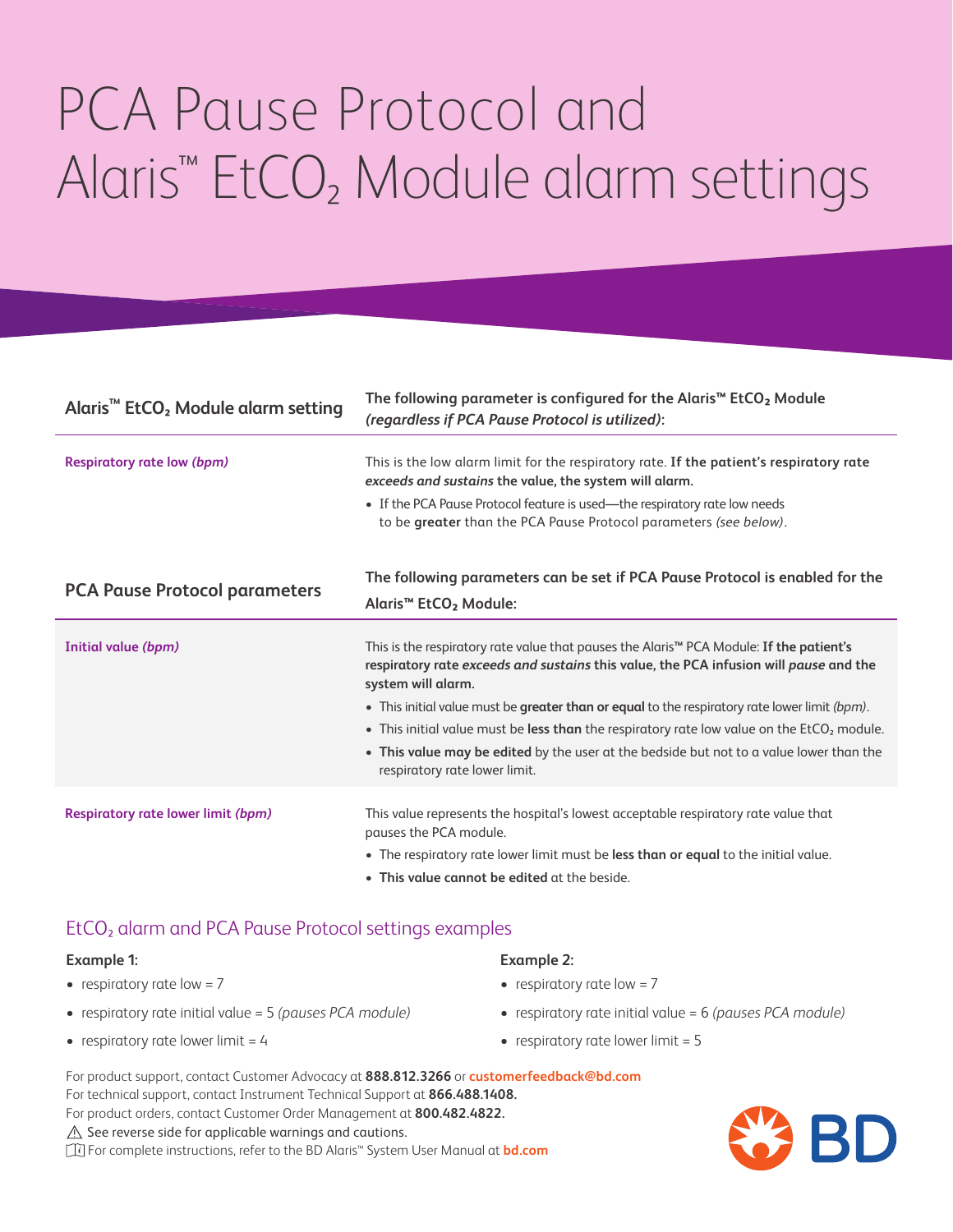# PCA Pause Protocol and Alaris™ $EtCO_2$ Module alarm settings

| Alaris™ $EtCO_2$ Module alarm setting | The following parameter is configured for the Alaris™ $EtCO_2$ Module ***(regardless if PCA Pause Protocol is utilized)***: |
|---|---|
| **Respiratory rate low *(bpm)*** | This is the low alarm limit for the respiratory rate. **If the patient's respiratory rate *exceeds and sustains* the value, the system will alarm.**<br>• If the PCA Pause Protocol feature is used—the respiratory rate low needs to be **greater** than the PCA Pause Protocol parameters *(see below)*. |

| PCA Pause Protocol parameters | The following parameters can be set if PCA Pause Protocol is enabled for the Alaris™ $EtCO_2$ Module: |
|---|---|
| **Initial value *(bpm)*** | This is the respiratory rate value that pauses the Alaris™ PCA Module: **If the patient's respiratory rate *exceeds and sustains* this value, the PCA infusion will *pause* and the system will alarm.**<br>• This initial value must be **greater than or equal** to the respiratory rate lower limit *(bpm)*.<br>• This initial value must be **less than** the respiratory rate low value on the $EtCO_2$ module.<br>• **This value may be edited** by the user at the bedside but not to a value lower than the respiratory rate lower limit. |
| **Respiratory rate lower limit *(bpm)*** | This value represents the hospital's lowest acceptable respiratory rate value that pauses the PCA module.<br>• The respiratory rate lower limit must be **less than or equal** to the initial value.<br>• **This value cannot be edited** at the beside. |

## $EtCO_2$ alarm and PCA Pause Protocol settings examples

**Example 1:**

- respiratory rate low = 7
- respiratory rate initial value = 5 *(pauses PCA module)*
- respiratory rate lower limit = 4

**Example 2:**

- respiratory rate low = 7
- respiratory rate initial value = 6 *(pauses PCA module)*
- respiratory rate lower limit = 5

For product support, contact Customer Advocacy at **888.812.3266** or **customerfeedback@bd.com**
For technical support, contact Instrument Technical Support at **866.488.1408.**
For product orders, contact Customer Order Management at **800.482.4822.**
⚠ See reverse side for applicable warnings and cautions.
For complete instructions, refer to the BD Alaris™ System User Manual at **bd.com**

BD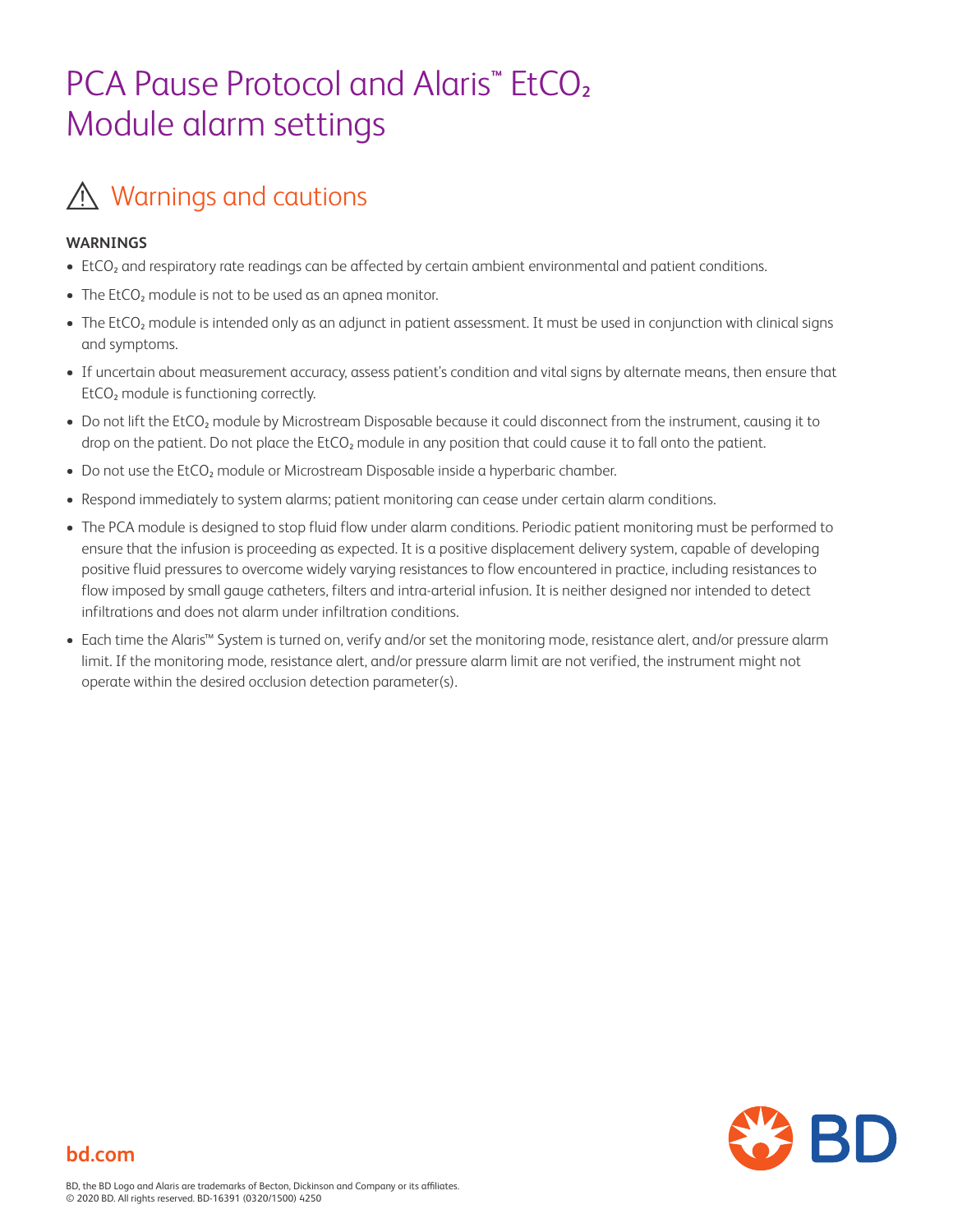# PCA Pause Protocol and Alaris™ $EtCO_2$ Module alarm settings

## ⚠ Warnings and cautions

**WARNINGS**

- $EtCO_2$ and respiratory rate readings can be affected by certain ambient environmental and patient conditions.
- The $EtCO_2$ module is not to be used as an apnea monitor.
- The $EtCO_2$ module is intended only as an adjunct in patient assessment. It must be used in conjunction with clinical signs and symptoms.
- If uncertain about measurement accuracy, assess patient's condition and vital signs by alternate means, then ensure that $EtCO_2$ module is functioning correctly.
- Do not lift the $EtCO_2$ module by Microstream Disposable because it could disconnect from the instrument, causing it to drop on the patient. Do not place the $EtCO_2$ module in any position that could cause it to fall onto the patient.
- Do not use the $EtCO_2$ module or Microstream Disposable inside a hyperbaric chamber.
- Respond immediately to system alarms; patient monitoring can cease under certain alarm conditions.
- The PCA module is designed to stop fluid flow under alarm conditions. Periodic patient monitoring must be performed to ensure that the infusion is proceeding as expected. It is a positive displacement delivery system, capable of developing positive fluid pressures to overcome widely varying resistances to flow encountered in practice, including resistances to flow imposed by small gauge catheters, filters and intra-arterial infusion. It is neither designed nor intended to detect infiltrations and does not alarm under infiltration conditions.
- Each time the Alaris™ System is turned on, verify and/or set the monitoring mode, resistance alert, and/or pressure alarm limit. If the monitoring mode, resistance alert, and/or pressure alarm limit are not verified, the instrument might not operate within the desired occlusion detection parameter(s).

**bd.com**

BD, the BD Logo and Alaris are trademarks of Becton, Dickinson and Company or its affiliates.
© 2020 BD. All rights reserved. BD-16391 (0320/1500) 4250